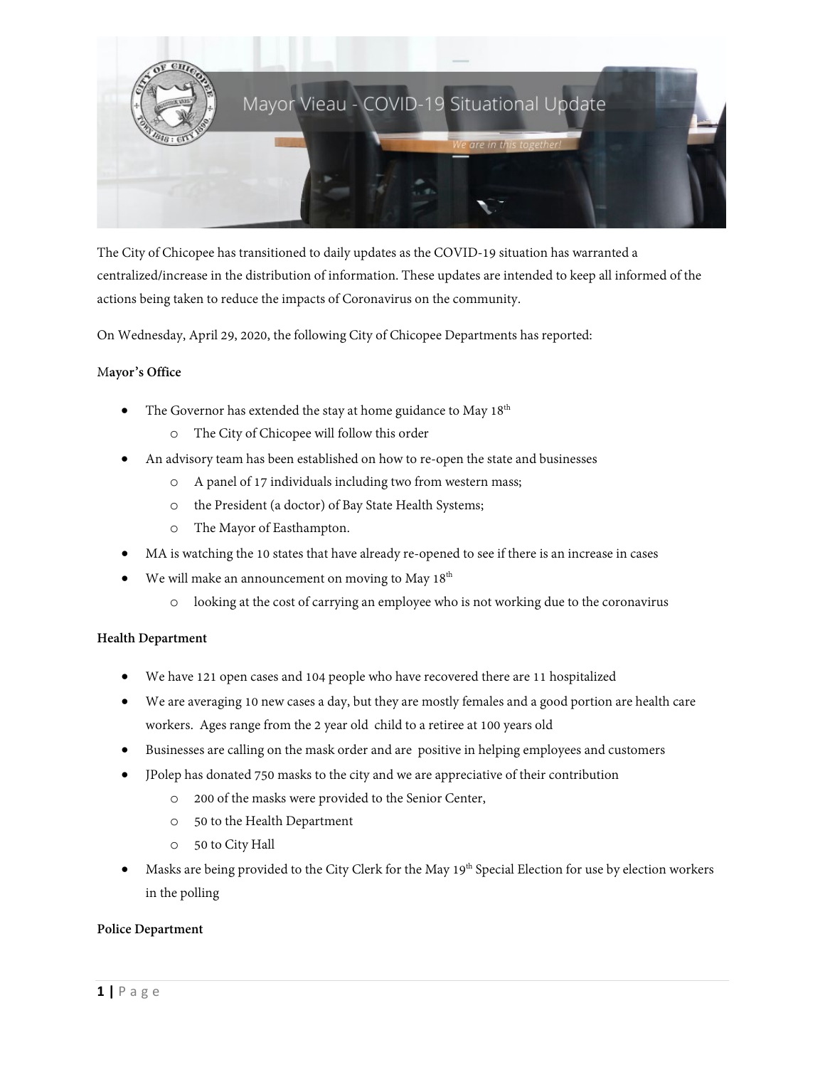# Mayor Vieau - COVID-19 Situational Update

*We are in this together!*

The City of Chicopee has transitioned to daily updates as the COVID-19 situation has warranted a centralized/increase in the distribution of information. These updates are intended to keep all informed of the actions being taken to reduce the impacts of Coronavirus on the community.

On Wednesday, April 29, 2020, the following City of Chicopee Departments has reported:

**Mayor's Office**

- The Governor has extended the stay at home guidance to May 18th
  - The City of Chicopee will follow this order
- An advisory team has been established on how to re-open the state and businesses
  - A panel of 17 individuals including two from western mass;
  - the President (a doctor) of Bay State Health Systems;
  - The Mayor of Easthampton.
- MA is watching the 10 states that have already re-opened to see if there is an increase in cases
- We will make an announcement on moving to May 18th
  - looking at the cost of carrying an employee who is not working due to the coronavirus

**Health Department**

- We have 121 open cases and 104 people who have recovered there are 11 hospitalized
- We are averaging 10 new cases a day, but they are mostly females and a good portion are health care workers. Ages range from the 2 year old child to a retiree at 100 years old
- Businesses are calling on the mask order and are positive in helping employees and customers
- JPolep has donated 750 masks to the city and we are appreciative of their contribution
  - 200 of the masks were provided to the Senior Center,
  - 50 to the Health Department
  - 50 to City Hall
- Masks are being provided to the City Clerk for the May 19th Special Election for use by election workers in the polling

**Police Department**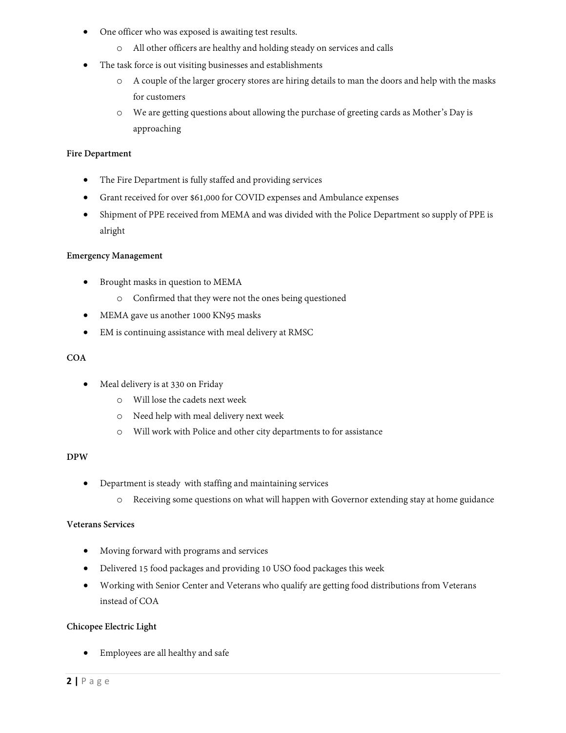- One officer who was exposed is awaiting test results.
  - All other officers are healthy and holding steady on services and calls
- The task force is out visiting businesses and establishments
  - A couple of the larger grocery stores are hiring details to man the doors and help with the masks for customers
  - We are getting questions about allowing the purchase of greeting cards as Mother's Day is approaching

**Fire Department**

- The Fire Department is fully staffed and providing services
- Grant received for over $61,000 for COVID expenses and Ambulance expenses
- Shipment of PPE received from MEMA and was divided with the Police Department so supply of PPE is alright

**Emergency Management**

- Brought masks in question to MEMA
  - Confirmed that they were not the ones being questioned
- MEMA gave us another 1000 KN95 masks
- EM is continuing assistance with meal delivery at RMSC

**COA**

- Meal delivery is at 330 on Friday
  - Will lose the cadets next week
  - Need help with meal delivery next week
  - Will work with Police and other city departments to for assistance

**DPW**

- Department is steady with staffing and maintaining services
  - Receiving some questions on what will happen with Governor extending stay at home guidance

**Veterans Services**

- Moving forward with programs and services
- Delivered 15 food packages and providing 10 USO food packages this week
- Working with Senior Center and Veterans who qualify are getting food distributions from Veterans instead of COA

**Chicopee Electric Light**

- Employees are all healthy and safe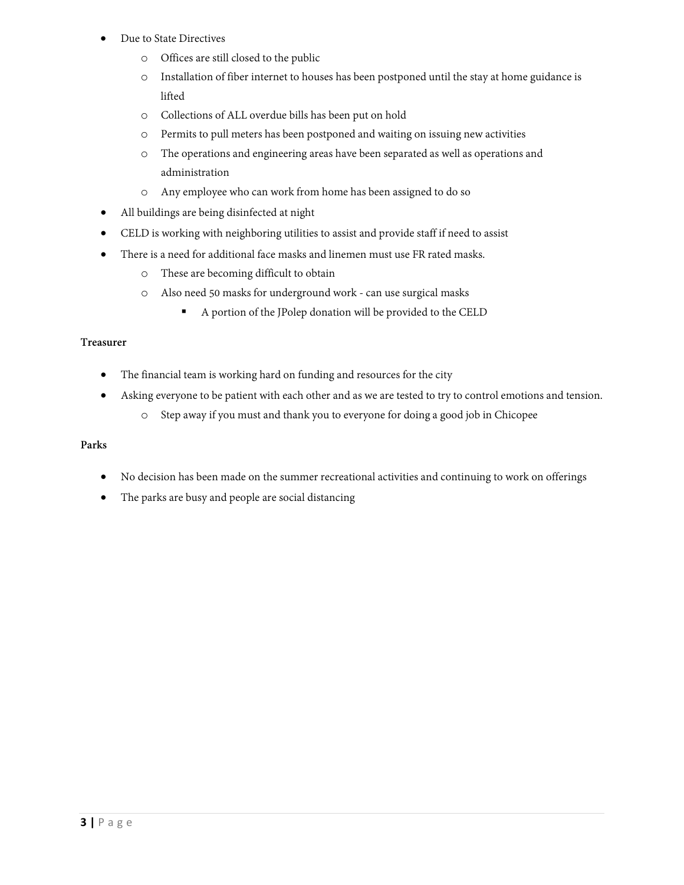- Due to State Directives
  - Offices are still closed to the public
  - Installation of fiber internet to houses has been postponed until the stay at home guidance is lifted
  - Collections of ALL overdue bills has been put on hold
  - Permits to pull meters has been postponed and waiting on issuing new activities
  - The operations and engineering areas have been separated as well as operations and administration
  - Any employee who can work from home has been assigned to do so
- All buildings are being disinfected at night
- CELD is working with neighboring utilities to assist and provide staff if need to assist
- There is a need for additional face masks and linemen must use FR rated masks.
  - These are becoming difficult to obtain
  - Also need 50 masks for underground work - can use surgical masks
    - A portion of the JPolep donation will be provided to the CELD

**Treasurer**

- The financial team is working hard on funding and resources for the city
- Asking everyone to be patient with each other and as we are tested to try to control emotions and tension.
  - Step away if you must and thank you to everyone for doing a good job in Chicopee

**Parks**

- No decision has been made on the summer recreational activities and continuing to work on offerings
- The parks are busy and people are social distancing